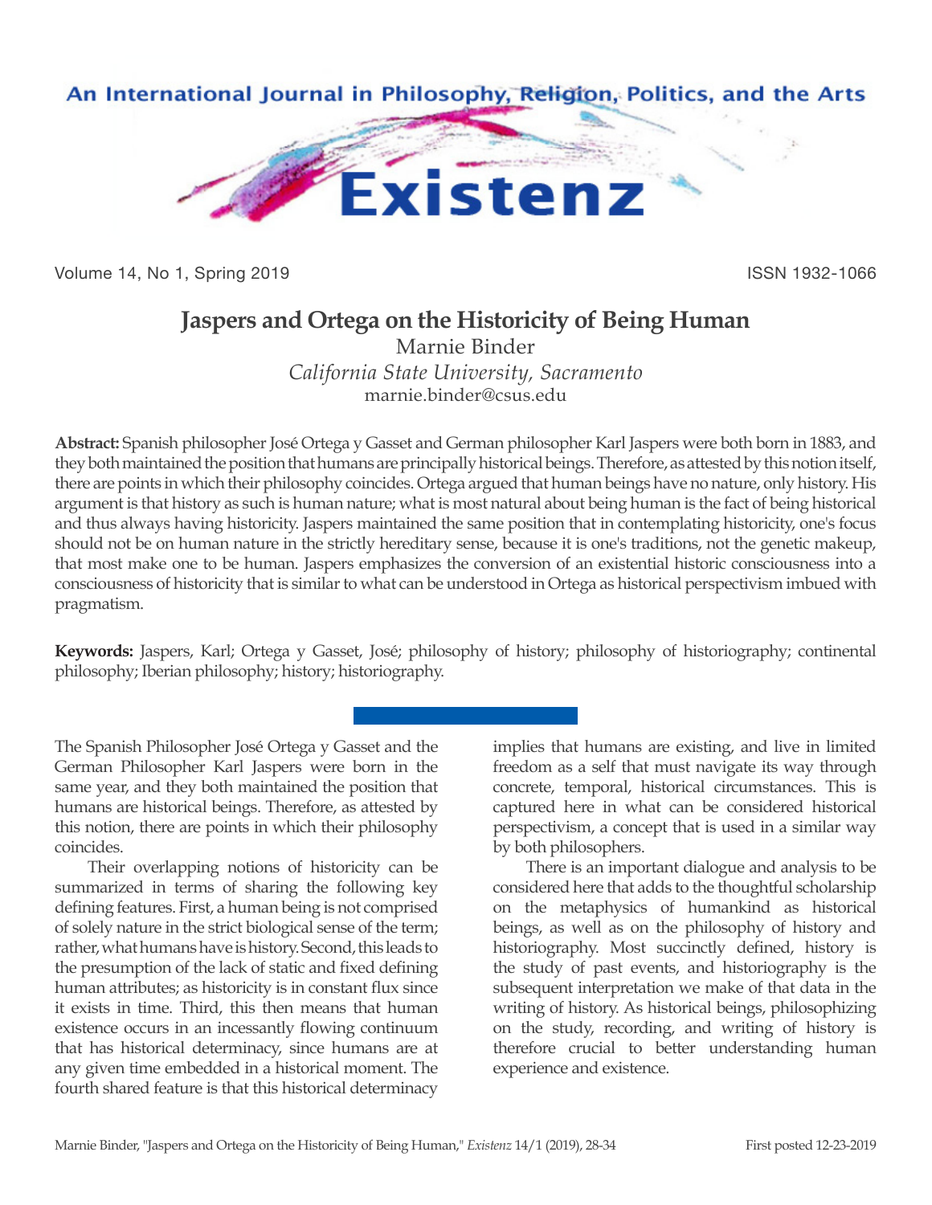# Jaspers and Ortega on the Historicity of Being Human

Marnie Binder

*California State University, Sacramento*

marnie.binder@csus.edu

**Abstract:** Spanish philosopher José Ortega y Gasset and German philosopher Karl Jaspers were both born in 1883, and they both maintained the position that humans are principally historical beings. Therefore, as attested by this notion itself, there are points in which their philosophy coincides. Ortega argued that human beings have no nature, only history. His argument is that history as such is human nature; what is most natural about being human is the fact of being historical and thus always having historicity. Jaspers maintained the same position that in contemplating historicity, one's focus should not be on human nature in the strictly hereditary sense, because it is one's traditions, not the genetic makeup, that most make one to be human. Jaspers emphasizes the conversion of an existential historic consciousness into a consciousness of historicity that is similar to what can be understood in Ortega as historical perspectivism imbued with pragmatism.

**Keywords:** Jaspers, Karl; Ortega y Gasset, José; philosophy of history; philosophy of historiography; continental philosophy; Iberian philosophy; history; historiography.

The Spanish Philosopher José Ortega y Gasset and the German Philosopher Karl Jaspers were born in the same year, and they both maintained the position that humans are historical beings. Therefore, as attested by this notion, there are points in which their philosophy coincides.

Their overlapping notions of historicity can be summarized in terms of sharing the following key defining features. First, a human being is not comprised of solely nature in the strict biological sense of the term; rather, what humans have is history. Second, this leads to the presumption of the lack of static and fixed defining human attributes; as historicity is in constant flux since it exists in time. Third, this then means that human existence occurs in an incessantly flowing continuum that has historical determinacy, since humans are at any given time embedded in a historical moment. The fourth shared feature is that this historical determinacy implies that humans are existing, and live in limited freedom as a self that must navigate its way through concrete, temporal, historical circumstances. This is captured here in what can be considered historical perspectivism, a concept that is used in a similar way by both philosophers.

There is an important dialogue and analysis to be considered here that adds to the thoughtful scholarship on the metaphysics of humankind as historical beings, as well as on the philosophy of history and historiography. Most succinctly defined, history is the study of past events, and historiography is the subsequent interpretation we make of that data in the writing of history. As historical beings, philosophizing on the study, recording, and writing of history is therefore crucial to better understanding human experience and existence.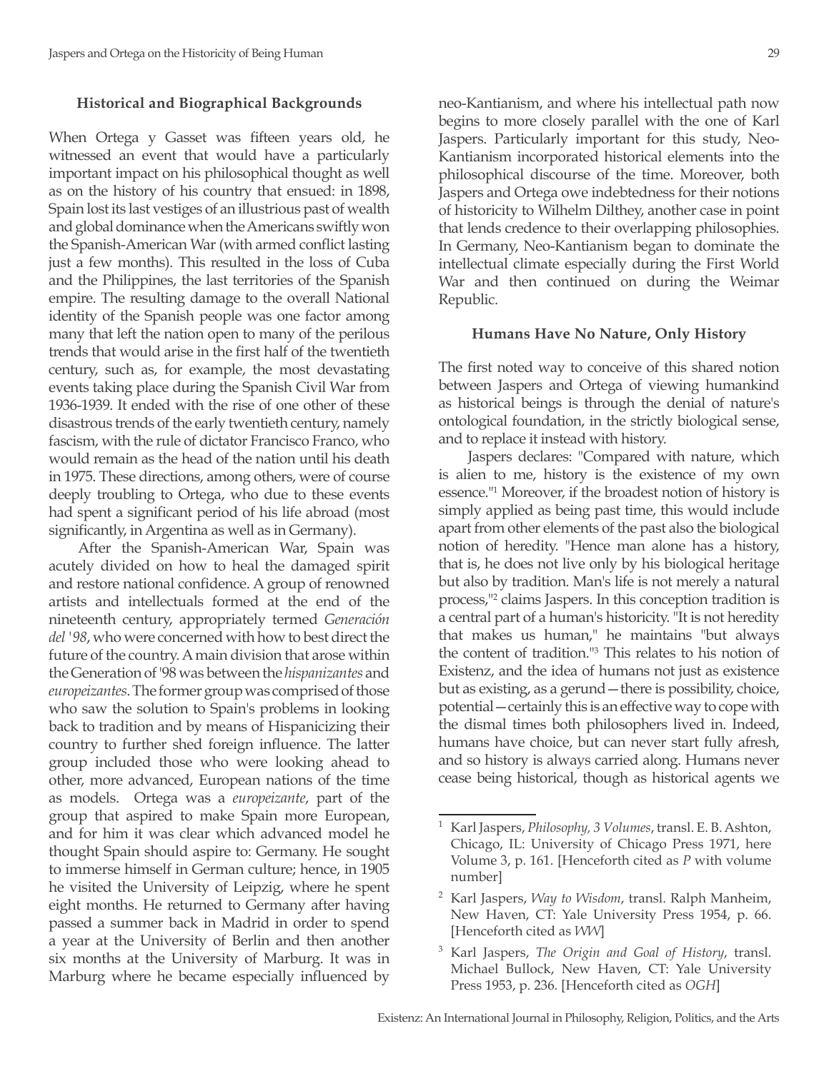### Historical and Biographical Backgrounds

When Ortega y Gasset was fifteen years old, he witnessed an event that would have a particularly important impact on his philosophical thought as well as on the history of his country that ensued: in 1898, Spain lost its last vestiges of an illustrious past of wealth and global dominance when the Americans swiftly won the Spanish-American War (with armed conflict lasting just a few months). This resulted in the loss of Cuba and the Philippines, the last territories of the Spanish empire. The resulting damage to the overall National identity of the Spanish people was one factor among many that left the nation open to many of the perilous trends that would arise in the first half of the twentieth century, such as, for example, the most devastating events taking place during the Spanish Civil War from 1936-1939. It ended with the rise of one other of these disastrous trends of the early twentieth century, namely fascism, with the rule of dictator Francisco Franco, who would remain as the head of the nation until his death in 1975. These directions, among others, were of course deeply troubling to Ortega, who due to these events had spent a significant period of his life abroad (most significantly, in Argentina as well as in Germany).

After the Spanish-American War, Spain was acutely divided on how to heal the damaged spirit and restore national confidence. A group of renowned artists and intellectuals formed at the end of the nineteenth century, appropriately termed *Generación del '98*, who were concerned with how to best direct the future of the country. A main division that arose within the Generation of '98 was between the *hispanizantes* and *europeizantes*. The former group was comprised of those who saw the solution to Spain's problems in looking back to tradition and by means of Hispanicizing their country to further shed foreign influence. The latter group included those who were looking ahead to other, more advanced, European nations of the time as models. Ortega was a *europeizante*, part of the group that aspired to make Spain more European, and for him it was clear which advanced model he thought Spain should aspire to: Germany. He sought to immerse himself in German culture; hence, in 1905 he visited the University of Leipzig, where he spent eight months. He returned to Germany after having passed a summer back in Madrid in order to spend a year at the University of Berlin and then another six months at the University of Marburg. It was in Marburg where he became especially influenced by neo-Kantianism, and where his intellectual path now begins to more closely parallel with the one of Karl Jaspers. Particularly important for this study, Neo-Kantianism incorporated historical elements into the philosophical discourse of the time. Moreover, both Jaspers and Ortega owe indebtedness for their notions of historicity to Wilhelm Dilthey, another case in point that lends credence to their overlapping philosophies. In Germany, Neo-Kantianism began to dominate the intellectual climate especially during the First World War and then continued on during the Weimar Republic.

### Humans Have No Nature, Only History

The first noted way to conceive of this shared notion between Jaspers and Ortega of viewing humankind as historical beings is through the denial of nature's ontological foundation, in the strictly biological sense, and to replace it instead with history.

Jaspers declares: "Compared with nature, which is alien to me, history is the existence of my own essence."[1] Moreover, if the broadest notion of history is simply applied as being past time, this would include apart from other elements of the past also the biological notion of heredity. "Hence man alone has a history, that is, he does not live only by his biological heritage but also by tradition. Man's life is not merely a natural process,"[2] claims Jaspers. In this conception tradition is a central part of a human's historicity. "It is not heredity that makes us human," he maintains "but always the content of tradition."[3] This relates to his notion of Existenz, and the idea of humans not just as existence but as existing, as a gerund—there is possibility, choice, potential—certainly this is an effective way to cope with the dismal times both philosophers lived in. Indeed, humans have choice, but can never start fully afresh, and so history is always carried along. Humans never cease being historical, though as historical agents we

---

[1] Karl Jaspers, *Philosophy, 3 Volumes*, transl. E. B. Ashton, Chicago, IL: University of Chicago Press 1971, here Volume 3, p. 161. [Henceforth cited as *P* with volume number]

[2] Karl Jaspers, *Way to Wisdom*, transl. Ralph Manheim, New Haven, CT: Yale University Press 1954, p. 66. [Henceforth cited as *WW*]

[3] Karl Jaspers, *The Origin and Goal of History*, transl. Michael Bullock, New Haven, CT: Yale University Press 1953, p. 236. [Henceforth cited as *OGH*]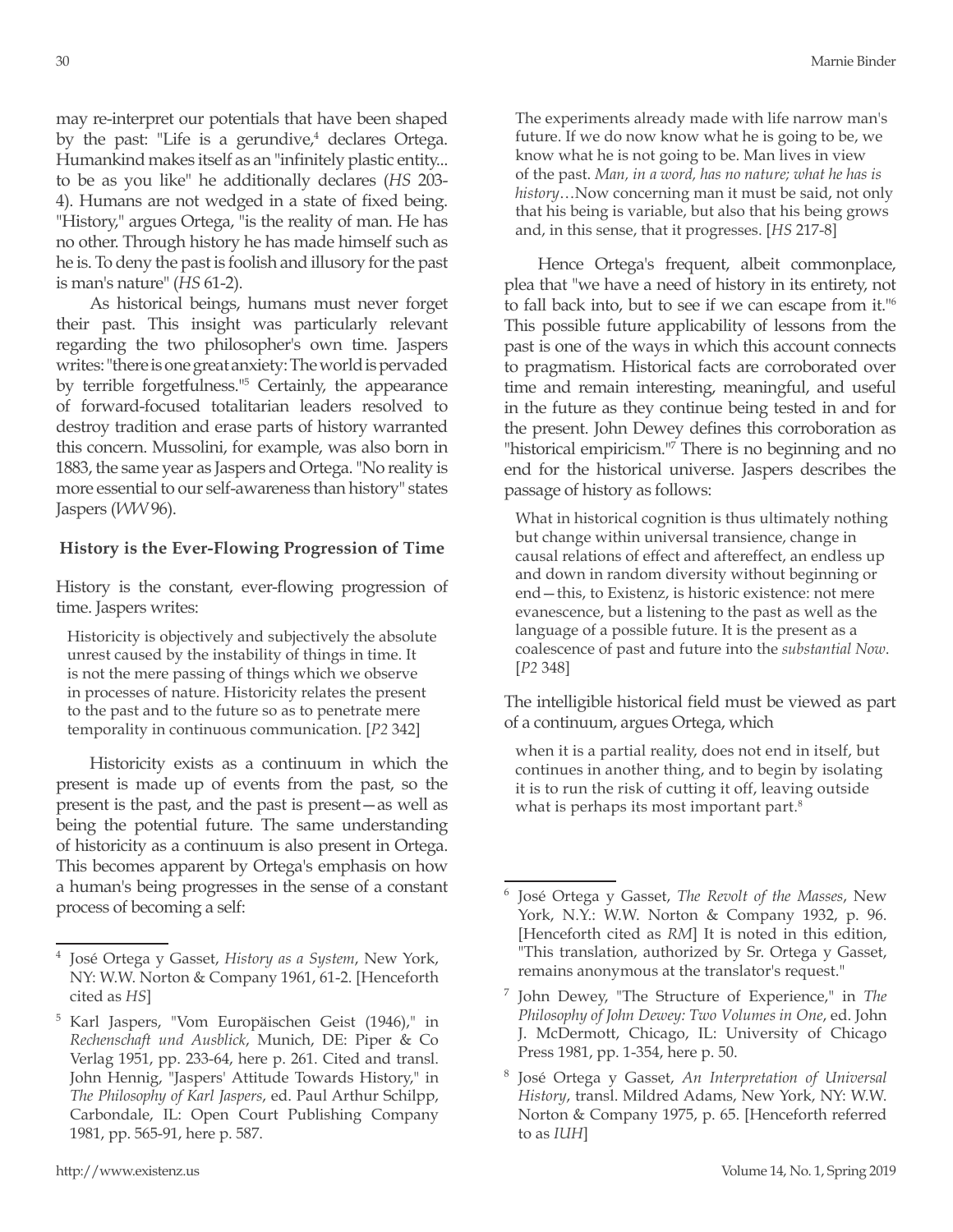may re-interpret our potentials that have been shaped by the past: "Life is a gerundive,[4] declares Ortega. Humankind makes itself as an "infinitely plastic entity... to be as you like" he additionally declares (*HS* 203-4). Humans are not wedged in a state of fixed being. "History," argues Ortega, "is the reality of man. He has no other. Through history he has made himself such as he is. To deny the past is foolish and illusory for the past is man's nature" (*HS* 61-2).

As historical beings, humans must never forget their past. This insight was particularly relevant regarding the two philosopher's own time. Jaspers writes: "there is one great anxiety: The world is pervaded by terrible forgetfulness."[5] Certainly, the appearance of forward-focused totalitarian leaders resolved to destroy tradition and erase parts of history warranted this concern. Mussolini, for example, was also born in 1883, the same year as Jaspers and Ortega. "No reality is more essential to our self-awareness than history" states Jaspers (*WW* 96).

## History is the Ever-Flowing Progression of Time

History is the constant, ever-flowing progression of time. Jaspers writes:

> Historicity is objectively and subjectively the absolute unrest caused by the instability of things in time. It is not the mere passing of things which we observe in processes of nature. Historicity relates the present to the past and to the future so as to penetrate mere temporality in continuous communication. [*P2* 342]

Historicity exists as a continuum in which the present is made up of events from the past, so the present is the past, and the past is present—as well as being the potential future. The same understanding of historicity as a continuum is also present in Ortega. This becomes apparent by Ortega's emphasis on how a human's being progresses in the sense of a constant process of becoming a self:

> The experiments already made with life narrow man's future. If we do now know what he is going to be, we know what he is not going to be. Man lives in view of the past. *Man, in a word, has no nature; what he has is history*…Now concerning man it must be said, not only that his being is variable, but also that his being grows and, in this sense, that it progresses. [*HS* 217-8]

Hence Ortega's frequent, albeit commonplace, plea that "we have a need of history in its entirety, not to fall back into, but to see if we can escape from it."[6] This possible future applicability of lessons from the past is one of the ways in which this account connects to pragmatism. Historical facts are corroborated over time and remain interesting, meaningful, and useful in the future as they continue being tested in and for the present. John Dewey defines this corroboration as "historical empiricism."[7] There is no beginning and no end for the historical universe. Jaspers describes the passage of history as follows:

> What in historical cognition is thus ultimately nothing but change within universal transience, change in causal relations of effect and aftereffect, an endless up and down in random diversity without beginning or end—this, to Existenz, is historic existence: not mere evanescence, but a listening to the past as well as the language of a possible future. It is the present as a coalescence of past and future into the *substantial Now*. [*P2* 348]

The intelligible historical field must be viewed as part of a continuum, argues Ortega, which

> when it is a partial reality, does not end in itself, but continues in another thing, and to begin by isolating it is to run the risk of cutting it off, leaving outside what is perhaps its most important part.[8]

---

[4] José Ortega y Gasset, *History as a System*, New York, NY: W.W. Norton & Company 1961, 61-2. [Henceforth cited as *HS*]

[5] Karl Jaspers, "Vom Europäischen Geist (1946)," in *Rechenschaft und Ausblick*, Munich, DE: Piper & Co Verlag 1951, pp. 233-64, here p. 261. Cited and transl. John Hennig, "Jaspers' Attitude Towards History," in *The Philosophy of Karl Jaspers*, ed. Paul Arthur Schilpp, Carbondale, IL: Open Court Publishing Company 1981, pp. 565-91, here p. 587.

[6] José Ortega y Gasset, *The Revolt of the Masses*, New York, N.Y.: W.W. Norton & Company 1932, p. 96. [Henceforth cited as *RM*] It is noted in this edition, "This translation, authorized by Sr. Ortega y Gasset, remains anonymous at the translator's request."

[7] John Dewey, "The Structure of Experience," in *The Philosophy of John Dewey: Two Volumes in One*, ed. John J. McDermott, Chicago, IL: University of Chicago Press 1981, pp. 1-354, here p. 50.

[8] José Ortega y Gasset, *An Interpretation of Universal History*, transl. Mildred Adams, New York, NY: W.W. Norton & Company 1975, p. 65. [Henceforth referred to as *IUH*]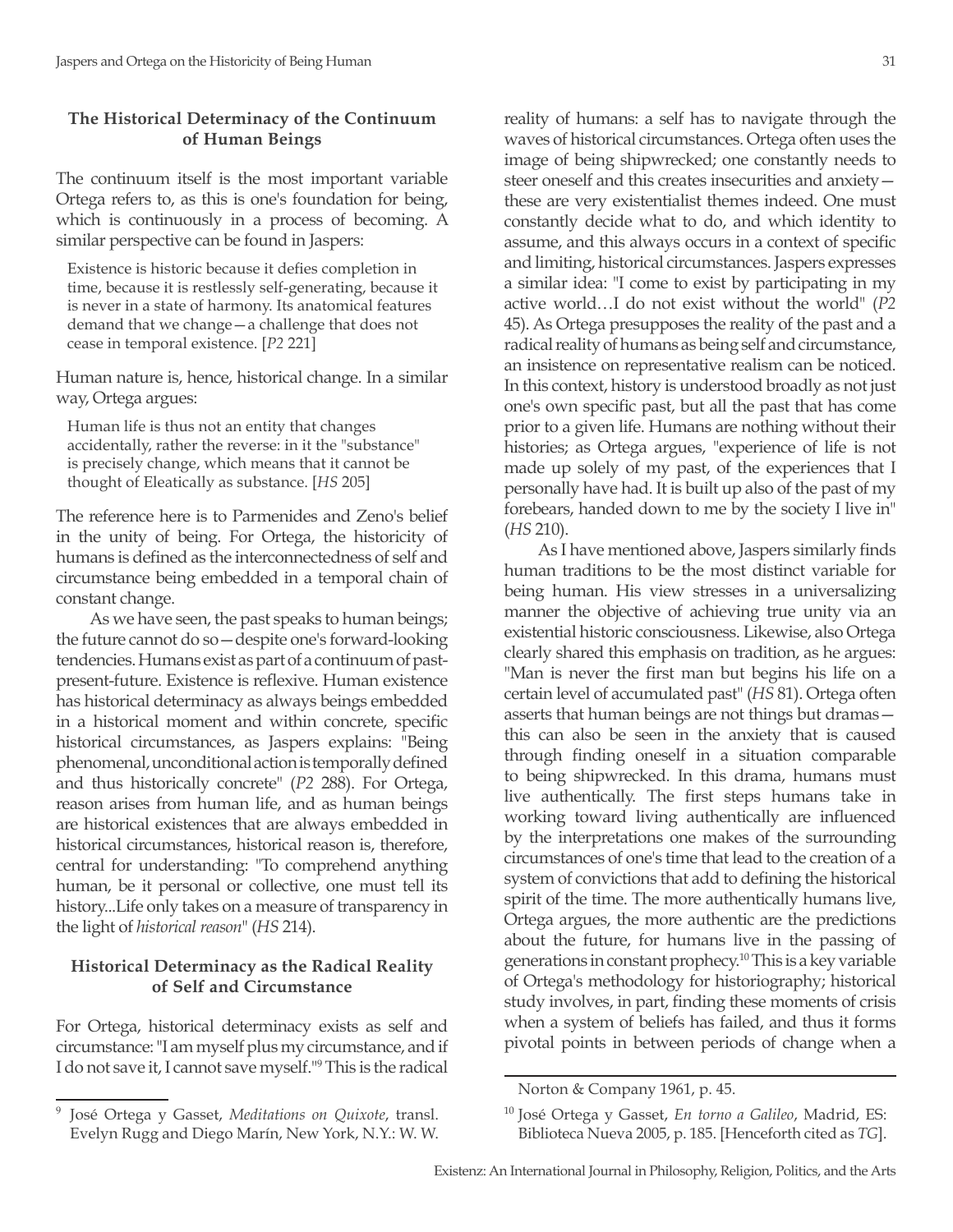### The Historical Determinacy of the Continuum of Human Beings

The continuum itself is the most important variable Ortega refers to, as this is one's foundation for being, which is continuously in a process of becoming. A similar perspective can be found in Jaspers:

> Existence is historic because it defies completion in time, because it is restlessly self-generating, because it is never in a state of harmony. Its anatomical features demand that we change—a challenge that does not cease in temporal existence. [*P2* 221]

Human nature is, hence, historical change. In a similar way, Ortega argues:

> Human life is thus not an entity that changes accidentally, rather the reverse: in it the "substance" is precisely change, which means that it cannot be thought of Eleatically as substance. [*HS* 205]

The reference here is to Parmenides and Zeno's belief in the unity of being. For Ortega, the historicity of humans is defined as the interconnectedness of self and circumstance being embedded in a temporal chain of constant change.

As we have seen, the past speaks to human beings; the future cannot do so—despite one's forward-looking tendencies. Humans exist as part of a continuum of past-present-future. Existence is reflexive. Human existence has historical determinacy as always beings embedded in a historical moment and within concrete, specific historical circumstances, as Jaspers explains: "Being phenomenal, unconditional action is temporally defined and thus historically concrete" (*P2* 288). For Ortega, reason arises from human life, and as human beings are historical existences that are always embedded in historical circumstances, historical reason is, therefore, central for understanding: "To comprehend anything human, be it personal or collective, one must tell its history...Life only takes on a measure of transparency in the light of *historical reason*" (*HS* 214).

### Historical Determinacy as the Radical Reality of Self and Circumstance

For Ortega, historical determinacy exists as self and circumstance: "I am myself plus my circumstance, and if I do not save it, I cannot save myself."[9] This is the radical reality of humans: a self has to navigate through the waves of historical circumstances. Ortega often uses the image of being shipwrecked; one constantly needs to steer oneself and this creates insecurities and anxiety—these are very existentialist themes indeed. One must constantly decide what to do, and which identity to assume, and this always occurs in a context of specific and limiting, historical circumstances. Jaspers expresses a similar idea: "I come to exist by participating in my active world…I do not exist without the world" (*P2* 45). As Ortega presupposes the reality of the past and a radical reality of humans as being self and circumstance, an insistence on representative realism can be noticed. In this context, history is understood broadly as not just one's own specific past, but all the past that has come prior to a given life. Humans are nothing without their histories; as Ortega argues, "experience of life is not made up solely of my past, of the experiences that I personally have had. It is built up also of the past of my forebears, handed down to me by the society I live in" (*HS* 210).

As I have mentioned above, Jaspers similarly finds human traditions to be the most distinct variable for being human. His view stresses in a universalizing manner the objective of achieving true unity via an existential historic consciousness. Likewise, also Ortega clearly shared this emphasis on tradition, as he argues: "Man is never the first man but begins his life on a certain level of accumulated past" (*HS* 81). Ortega often asserts that human beings are not things but dramas—this can also be seen in the anxiety that is caused through finding oneself in a situation comparable to being shipwrecked. In this drama, humans must live authentically. The first steps humans take in working toward living authentically are influenced by the interpretations one makes of the surrounding circumstances of one's time that lead to the creation of a system of convictions that add to defining the historical spirit of the time. The more authentically humans live, Ortega argues, the more authentic are the predictions about the future, for humans live in the passing of generations in constant prophecy.[10] This is a key variable of Ortega's methodology for historiography; historical study involves, in part, finding these moments of crisis when a system of beliefs has failed, and thus it forms pivotal points in between periods of change when a

---

[9] José Ortega y Gasset, *Meditations on Quixote*, transl. Evelyn Rugg and Diego Marín, New York, N.Y.: W. W. Norton & Company 1961, p. 45.

[10] José Ortega y Gasset, *En torno a Galileo*, Madrid, ES: Biblioteca Nueva 2005, p. 185. [Henceforth cited as *TG*].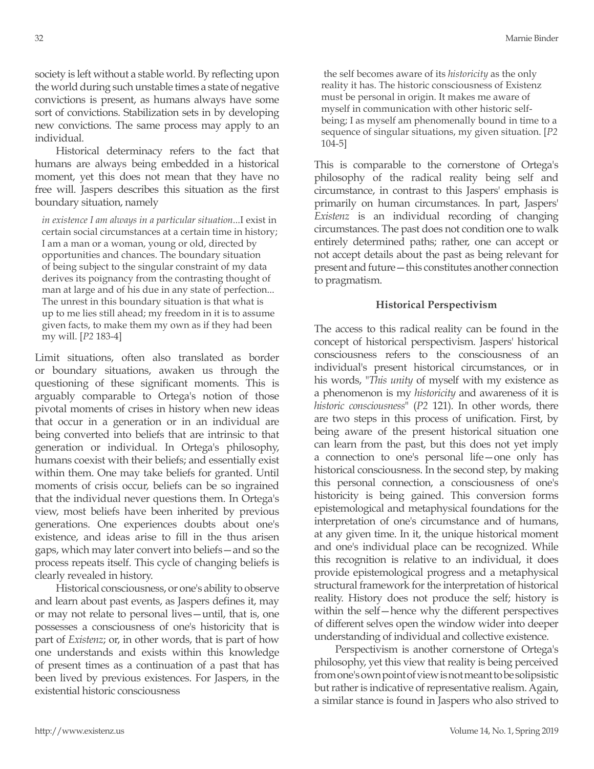society is left without a stable world. By reflecting upon the world during such unstable times a state of negative convictions is present, as humans always have some sort of convictions. Stabilization sets in by developing new convictions. The same process may apply to an individual.

Historical determinacy refers to the fact that humans are always being embedded in a historical moment, yet this does not mean that they have no free will. Jaspers describes this situation as the first boundary situation, namely

> *in existence I am always in a particular situation*...I exist in certain social circumstances at a certain time in history; I am a man or a woman, young or old, directed by opportunities and chances. The boundary situation of being subject to the singular constraint of my data derives its poignancy from the contrasting thought of man at large and of his due in any state of perfection... The unrest in this boundary situation is that what is up to me lies still ahead; my freedom in it is to assume given facts, to make them my own as if they had been my will. [*P2* 183-4]

Limit situations, often also translated as border or boundary situations, awaken us through the questioning of these significant moments. This is arguably comparable to Ortega's notion of those pivotal moments of crises in history when new ideas that occur in a generation or in an individual are being converted into beliefs that are intrinsic to that generation or individual. In Ortega's philosophy, humans coexist with their beliefs; and essentially exist within them. One may take beliefs for granted. Until moments of crisis occur, beliefs can be so ingrained that the individual never questions them. In Ortega's view, most beliefs have been inherited by previous generations. One experiences doubts about one's existence, and ideas arise to fill in the thus arisen gaps, which may later convert into beliefs—and so the process repeats itself. This cycle of changing beliefs is clearly revealed in history.

Historical consciousness, or one's ability to observe and learn about past events, as Jaspers defines it, may or may not relate to personal lives—until, that is, one possesses a consciousness of one's historicity that is part of *Existenz*; or, in other words, that is part of how one understands and exists within this knowledge of present times as a continuation of a past that has been lived by previous existences. For Jaspers, in the existential historic consciousness

> the self becomes aware of its *historicity* as the only reality it has. The historic consciousness of Existenz must be personal in origin. It makes me aware of myself in communication with other historic self-being; I as myself am phenomenally bound in time to a sequence of singular situations, my given situation. [*P2* 104-5]

This is comparable to the cornerstone of Ortega's philosophy of the radical reality being self and circumstance, in contrast to this Jaspers' emphasis is primarily on human circumstances. In part, Jaspers' *Existenz* is an individual recording of changing circumstances. The past does not condition one to walk entirely determined paths; rather, one can accept or not accept details about the past as being relevant for present and future—this constitutes another connection to pragmatism.

### Historical Perspectivism

The access to this radical reality can be found in the concept of historical perspectivism. Jaspers' historical consciousness refers to the consciousness of an individual's present historical circumstances, or in his words, "*This unity* of myself with my existence as a phenomenon is my *historicity* and awareness of it is *historic consciousness*" (*P2* 121). In other words, there are two steps in this process of unification. First, by being aware of the present historical situation one can learn from the past, but this does not yet imply a connection to one's personal life—one only has historical consciousness. In the second step, by making this personal connection, a consciousness of one's historicity is being gained. This conversion forms epistemological and metaphysical foundations for the interpretation of one's circumstance and of humans, at any given time. In it, the unique historical moment and one's individual place can be recognized. While this recognition is relative to an individual, it does provide epistemological progress and a metaphysical structural framework for the interpretation of historical reality. History does not produce the self; history is within the self—hence why the different perspectives of different selves open the window wider into deeper understanding of individual and collective existence.

Perspectivism is another cornerstone of Ortega's philosophy, yet this view that reality is being perceived from one's own point of view is not meant to be solipsistic but rather is indicative of representative realism. Again, a similar stance is found in Jaspers who also strived to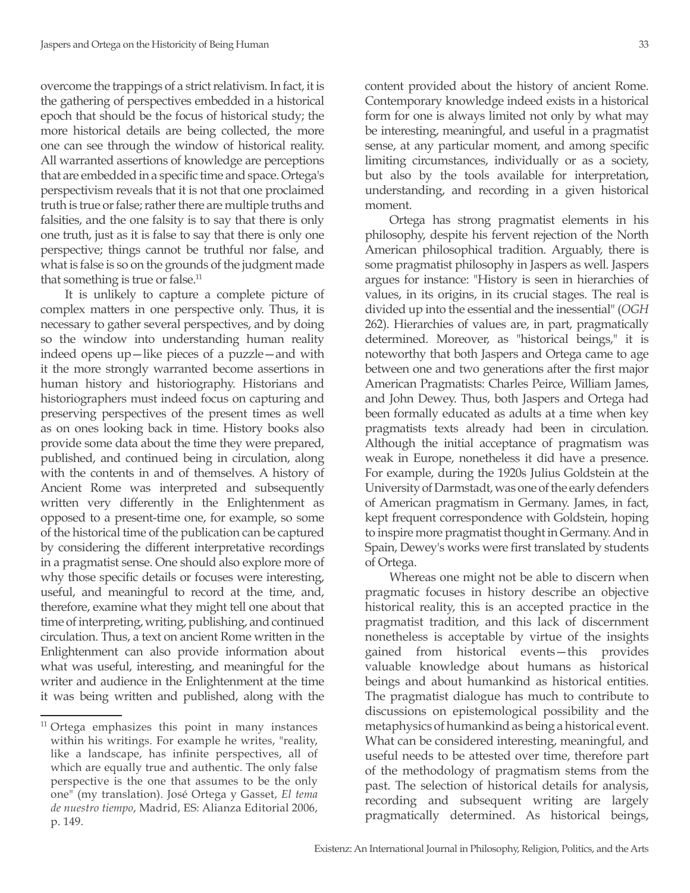overcome the trappings of a strict relativism. In fact, it is the gathering of perspectives embedded in a historical epoch that should be the focus of historical study; the more historical details are being collected, the more one can see through the window of historical reality. All warranted assertions of knowledge are perceptions that are embedded in a specific time and space. Ortega's perspectivism reveals that it is not that one proclaimed truth is true or false; rather there are multiple truths and falsities, and the one falsity is to say that there is only one truth, just as it is false to say that there is only one perspective; things cannot be truthful nor false, and what is false is so on the grounds of the judgment made that something is true or false.[11]

It is unlikely to capture a complete picture of complex matters in one perspective only. Thus, it is necessary to gather several perspectives, and by doing so the window into understanding human reality indeed opens up—like pieces of a puzzle—and with it the more strongly warranted become assertions in human history and historiography. Historians and historiographers must indeed focus on capturing and preserving perspectives of the present times as well as on ones looking back in time. History books also provide some data about the time they were prepared, published, and continued being in circulation, along with the contents in and of themselves. A history of Ancient Rome was interpreted and subsequently written very differently in the Enlightenment as opposed to a present-time one, for example, so some of the historical time of the publication can be captured by considering the different interpretative recordings in a pragmatist sense. One should also explore more of why those specific details or focuses were interesting, useful, and meaningful to record at the time, and, therefore, examine what they might tell one about that time of interpreting, writing, publishing, and continued circulation. Thus, a text on ancient Rome written in the Enlightenment can also provide information about what was useful, interesting, and meaningful for the writer and audience in the Enlightenment at the time it was being written and published, along with the content provided about the history of ancient Rome. Contemporary knowledge indeed exists in a historical form for one is always limited not only by what may be interesting, meaningful, and useful in a pragmatist sense, at any particular moment, and among specific limiting circumstances, individually or as a society, but also by the tools available for interpretation, understanding, and recording in a given historical moment.

Ortega has strong pragmatist elements in his philosophy, despite his fervent rejection of the North American philosophical tradition. Arguably, there is some pragmatist philosophy in Jaspers as well. Jaspers argues for instance: "History is seen in hierarchies of values, in its origins, in its crucial stages. The real is divided up into the essential and the inessential" (*OGH* 262). Hierarchies of values are, in part, pragmatically determined. Moreover, as "historical beings," it is noteworthy that both Jaspers and Ortega came to age between one and two generations after the first major American Pragmatists: Charles Peirce, William James, and John Dewey. Thus, both Jaspers and Ortega had been formally educated as adults at a time when key pragmatists texts already had been in circulation. Although the initial acceptance of pragmatism was weak in Europe, nonetheless it did have a presence. For example, during the 1920s Julius Goldstein at the University of Darmstadt, was one of the early defenders of American pragmatism in Germany. James, in fact, kept frequent correspondence with Goldstein, hoping to inspire more pragmatist thought in Germany. And in Spain, Dewey's works were first translated by students of Ortega.

Whereas one might not be able to discern when pragmatic focuses in history describe an objective historical reality, this is an accepted practice in the pragmatist tradition, and this lack of discernment nonetheless is acceptable by virtue of the insights gained from historical events—this provides valuable knowledge about humans as historical beings and about humankind as historical entities. The pragmatist dialogue has much to contribute to discussions on epistemological possibility and the metaphysics of humankind as being a historical event. What can be considered interesting, meaningful, and useful needs to be attested over time, therefore part of the methodology of pragmatism stems from the past. The selection of historical details for analysis, recording and subsequent writing are largely pragmatically determined. As historical beings,

---

[11] Ortega emphasizes this point in many instances within his writings. For example he writes, "reality, like a landscape, has infinite perspectives, all of which are equally true and authentic. The only false perspective is the one that assumes to be the only one" (my translation). José Ortega y Gasset, *El tema de nuestro tiempo*, Madrid, ES: Alianza Editorial 2006, p. 149.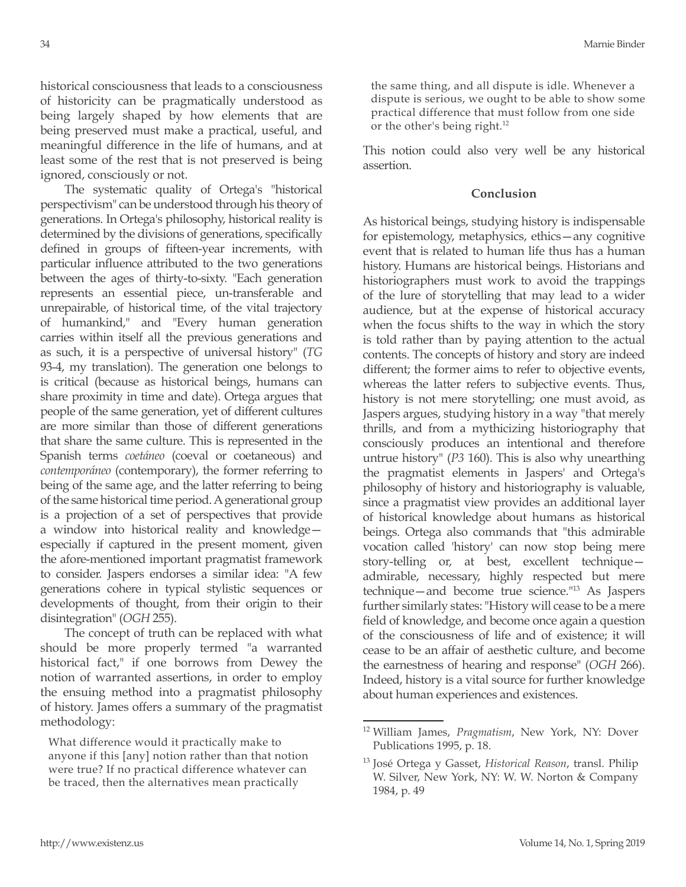historical consciousness that leads to a consciousness of historicity can be pragmatically understood as being largely shaped by how elements that are being preserved must make a practical, useful, and meaningful difference in the life of humans, and at least some of the rest that is not preserved is being ignored, consciously or not.

The systematic quality of Ortega's "historical perspectivism" can be understood through his theory of generations. In Ortega's philosophy, historical reality is determined by the divisions of generations, specifically defined in groups of fifteen-year increments, with particular influence attributed to the two generations between the ages of thirty-to-sixty. "Each generation represents an essential piece, un-transferable and unrepairable, of historical time, of the vital trajectory of humankind," and "Every human generation carries within itself all the previous generations and as such, it is a perspective of universal history" (*TG* 93-4, my translation). The generation one belongs to is critical (because as historical beings, humans can share proximity in time and date). Ortega argues that people of the same generation, yet of different cultures are more similar than those of different generations that share the same culture. This is represented in the Spanish terms *coetáneo* (coeval or coetaneous) and *contemporáneo* (contemporary), the former referring to being of the same age, and the latter referring to being of the same historical time period. A generational group is a projection of a set of perspectives that provide a window into historical reality and knowledge—especially if captured in the present moment, given the afore-mentioned important pragmatist framework to consider. Jaspers endorses a similar idea: "A few generations cohere in typical stylistic sequences or developments of thought, from their origin to their disintegration" (*OGH* 255).

The concept of truth can be replaced with what should be more properly termed "a warranted historical fact," if one borrows from Dewey the notion of warranted assertions, in order to employ the ensuing method into a pragmatist philosophy of history. James offers a summary of the pragmatist methodology:

> What difference would it practically make to anyone if this [any] notion rather than that notion were true? If no practical difference whatever can be traced, then the alternatives mean practically the same thing, and all dispute is idle. Whenever a dispute is serious, we ought to be able to show some practical difference that must follow from one side or the other's being right.[12]

This notion could also very well be any historical assertion.

### Conclusion

As historical beings, studying history is indispensable for epistemology, metaphysics, ethics—any cognitive event that is related to human life thus has a human history. Humans are historical beings. Historians and historiographers must work to avoid the trappings of the lure of storytelling that may lead to a wider audience, but at the expense of historical accuracy when the focus shifts to the way in which the story is told rather than by paying attention to the actual contents. The concepts of history and story are indeed different; the former aims to refer to objective events, whereas the latter refers to subjective events. Thus, history is not mere storytelling; one must avoid, as Jaspers argues, studying history in a way "that merely thrills, and from a mythicizing historiography that consciously produces an intentional and therefore untrue history" (*P3* 160). This is also why unearthing the pragmatist elements in Jaspers' and Ortega's philosophy of history and historiography is valuable, since a pragmatist view provides an additional layer of historical knowledge about humans as historical beings. Ortega also commands that "this admirable vocation called 'history' can now stop being mere story-telling or, at best, excellent technique—admirable, necessary, highly respected but mere technique—and become true science."[13] As Jaspers further similarly states: "History will cease to be a mere field of knowledge, and become once again a question of the consciousness of life and of existence; it will cease to be an affair of aesthetic culture, and become the earnestness of hearing and response" (*OGH* 266). Indeed, history is a vital source for further knowledge about human experiences and existences.

---

[12] William James, *Pragmatism*, New York, NY: Dover Publications 1995, p. 18.

[13] José Ortega y Gasset, *Historical Reason*, transl. Philip W. Silver, New York, NY: W. W. Norton & Company 1984, p. 49